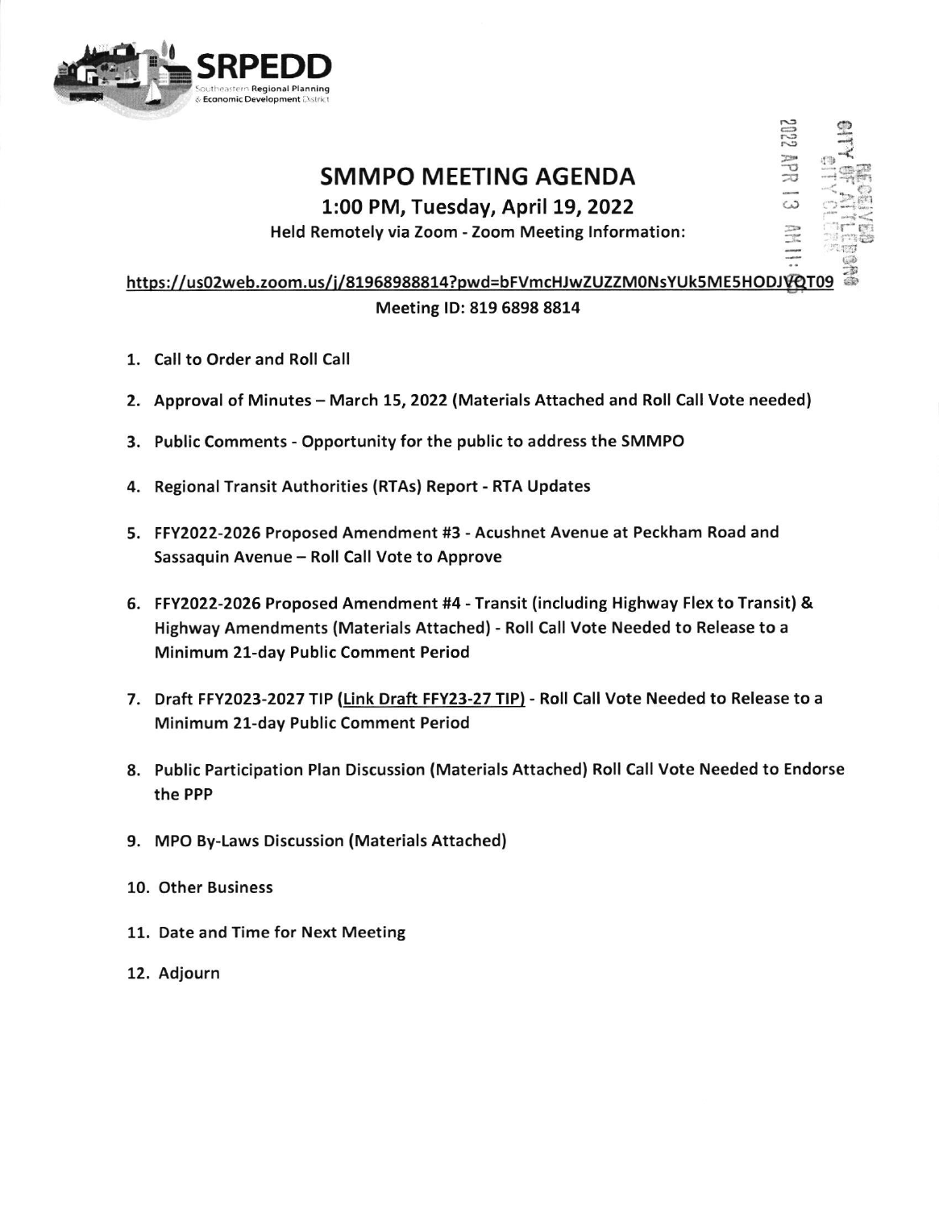# SMMPO MEETING AGENDA

## 1:00 PM, Tuesday, April 19, 2022

**Held Remotely via Zoom - Zoom Meeting Information:**

**https://us02web.zoom.us/j/81968988814?pwd=bFVmcHJwZUZZM0NsYUk5ME5HODJVQT09**

**Meeting ID: 819 6898 8814**

1. **Call to Order and Roll Call**
2. **Approval of Minutes – March 15, 2022 (Materials Attached and Roll Call Vote needed)**
3. **Public Comments - Opportunity for the public to address the SMMPO**
4. **Regional Transit Authorities (RTAs) Report - RTA Updates**
5. **FFY2022-2026 Proposed Amendment #3 - Acushnet Avenue at Peckham Road and Sassaquin Avenue – Roll Call Vote to Approve**
6. **FFY2022-2026 Proposed Amendment #4 - Transit (including Highway Flex to Transit) & Highway Amendments (Materials Attached) - Roll Call Vote Needed to Release to a Minimum 21-day Public Comment Period**
7. **Draft FFY2023-2027 TIP (Link Draft FFY23-27 TIP) - Roll Call Vote Needed to Release to a Minimum 21-day Public Comment Period**
8. **Public Participation Plan Discussion (Materials Attached) Roll Call Vote Needed to Endorse the PPP**
9. **MPO By-Laws Discussion (Materials Attached)**
10. **Other Business**
11. **Date and Time for Next Meeting**
12. **Adjourn**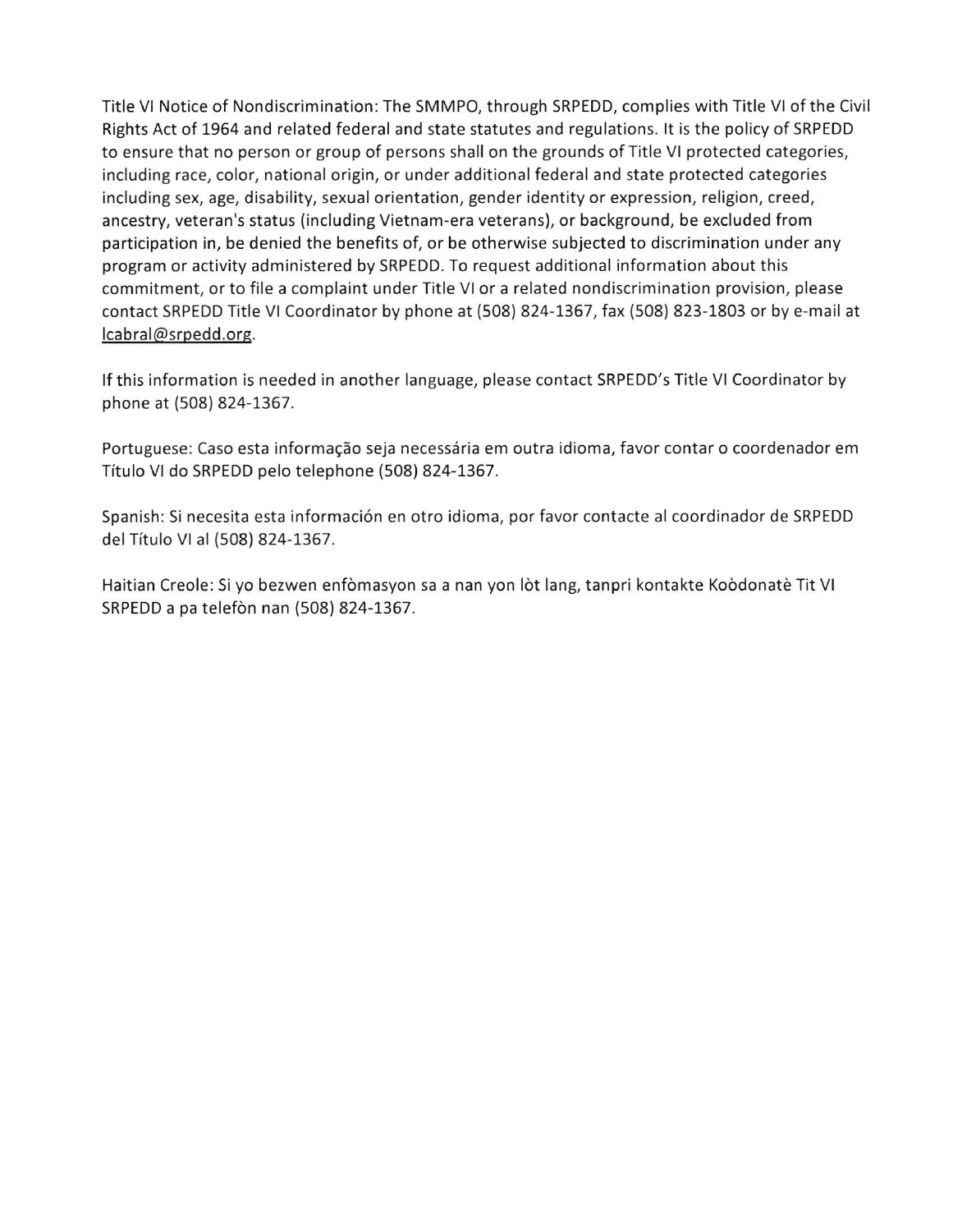Title VI Notice of Nondiscrimination: The SMMPO, through SRPEDD, complies with Title VI of the Civil Rights Act of 1964 and related federal and state statutes and regulations. It is the policy of SRPEDD to ensure that no person or group of persons shall on the grounds of Title VI protected categories, including race, color, national origin, or under additional federal and state protected categories including sex, age, disability, sexual orientation, gender identity or expression, religion, creed, ancestry, veteran's status (including Vietnam-era veterans), or background, be excluded from participation in, be denied the benefits of, or be otherwise subjected to discrimination under any program or activity administered by SRPEDD. To request additional information about this commitment, or to file a complaint under Title VI or a related nondiscrimination provision, please contact SRPEDD Title VI Coordinator by phone at (508) 824-1367, fax (508) 823-1803 or by e-mail at lcabral@srpedd.org.

If this information is needed in another language, please contact SRPEDD's Title VI Coordinator by phone at (508) 824-1367.

Portuguese: Caso esta informação seja necessária em outra idioma, favor contar o coordenador em Título VI do SRPEDD pelo telephone (508) 824-1367.

Spanish: Si necesita esta información en otro idioma, por favor contacte al coordinador de SRPEDD del Título VI al (508) 824-1367.

Haitian Creole: Si yo bezwen enfòmasyon sa a nan yon lòt lang, tanpri kontakte Koòdonatè Tit VI SRPEDD a pa telefòn nan (508) 824-1367.